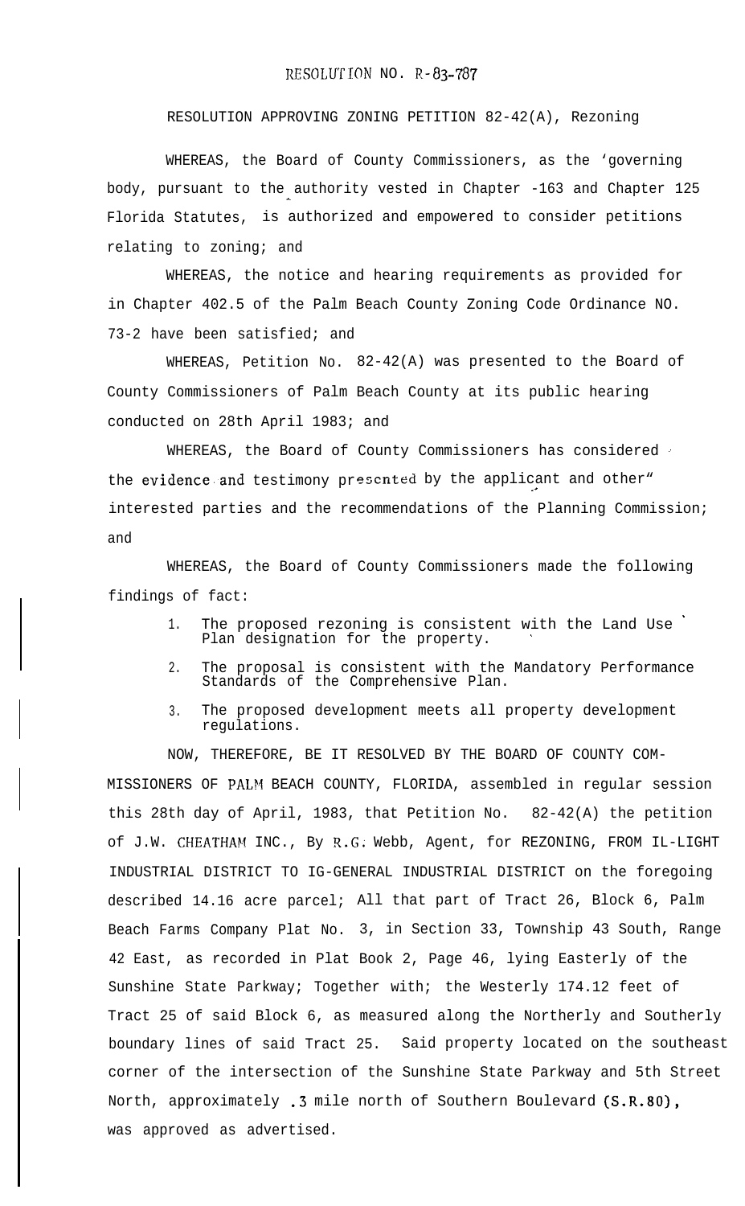RESOLUTION NO. R-83-787

RESOLUTION APPROVING ZONING PETITION 82-42(A), Rezoning

WHEREAS, the Board of County Commissioners, as the 'governing body, pursuant to the authority vested in Chapter -163 and Chapter 125 Florida Statutes, is authorized and empowered to consider petitions relating to zoning; and

WHEREAS, the notice and hearing requirements as provided for in Chapter 402.5 of the Palm Beach County Zoning Code Ordinance NO. 73-2 have been satisfied; and

WHEREAS, Petition No. 82-42(A) was presented to the Board of County Commissioners of Palm Beach County at its public hearing conducted on 28th April 1983; and

WHEREAS, the Board of County Commissioners has considered the evidence and testimony presented by the applicant and other" interested parties and the recommendations of the Planning Commission; and

WHEREAS, the Board of County Commissioners made the following findings of fact:

1. The proposed rezoning is consistent with the Land Use Plan designation for the property.
2. The proposal is consistent with the Mandatory Performance Standards of the Comprehensive Plan.
3. The proposed development meets all property development regulations.

NOW, THEREFORE, BE IT RESOLVED BY THE BOARD OF COUNTY COMMISSIONERS OF PALM BEACH COUNTY, FLORIDA, assembled in regular session this 28th day of April, 1983, that Petition No. 82-42(A) the petition of J.W. CHEATHAM INC., By R.G. Webb, Agent, for REZONING, FROM IL-LIGHT INDUSTRIAL DISTRICT TO IG-GENERAL INDUSTRIAL DISTRICT on the foregoing described 14.16 acre parcel; All that part of Tract 26, Block 6, Palm Beach Farms Company Plat No. 3, in Section 33, Township 43 South, Range 42 East, as recorded in Plat Book 2, Page 46, lying Easterly of the Sunshine State Parkway; Together with; the Westerly 174.12 feet of Tract 25 of said Block 6, as measured along the Northerly and Southerly boundary lines of said Tract 25. Said property located on the southeast corner of the intersection of the Sunshine State Parkway and 5th Street North, approximately .3 mile north of Southern Boulevard (S.R.80), was approved as advertised.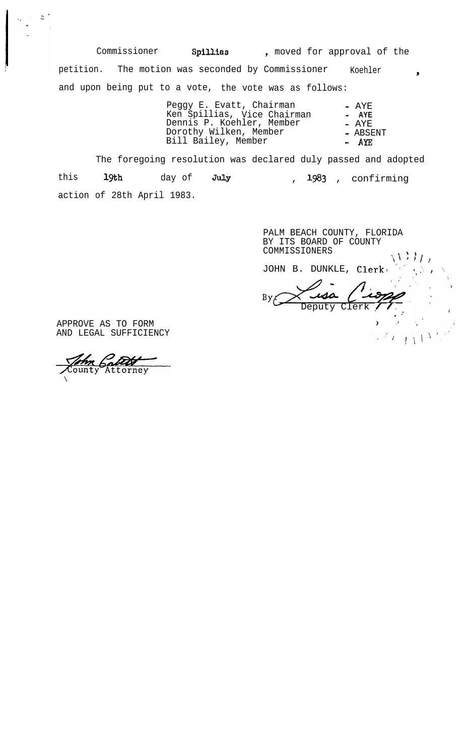Commissioner Spillias, moved for approval of the petition. The motion was seconded by Commissioner Koehler, and upon being put to a vote, the vote was as follows:

| | |
|---|---|
| Peggy E. Evatt, Chairman | - AYE |
| Ken Spillias, Vice Chairman | - AYE |
| Dennis P. Koehler, Member | - AYE |
| Dorothy Wilken, Member | - ABSENT |
| Bill Bailey, Member | - AYE |

The foregoing resolution was declared duly passed and adopted this 19th day of July, 1983, confirming action of 28th April 1983.

PALM BEACH COUNTY, FLORIDA
BY ITS BOARD OF COUNTY
COMMISSIONERS

JOHN B. DUNKLE, Clerk

By Lisa Ciopp
Deputy Clerk

APPROVE AS TO FORM
AND LEGAL SUFFICIENCY

John Corbett
County Attorney